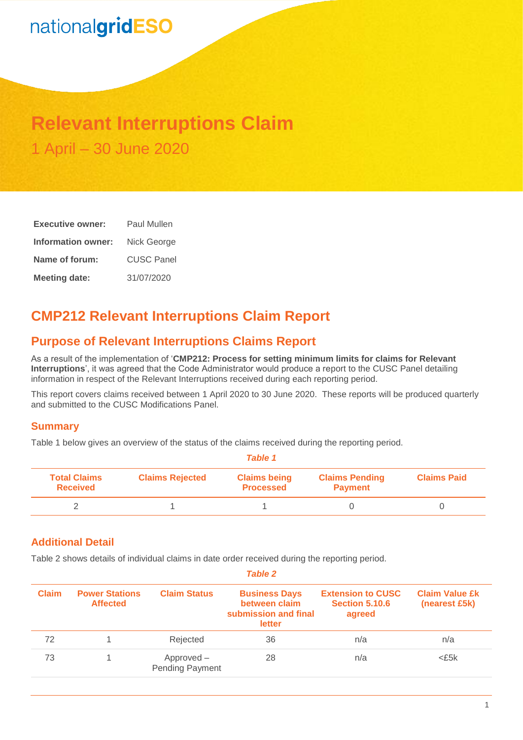nationalgridESO

# Relevant Interruptions Claim

1 April – 30 June 2020

| | |
|---|---|
| **Executive owner:** | Paul Mullen |
| **Information owner:** | Nick George |
| **Name of forum:** | CUSC Panel |
| **Meeting date:** | 31/07/2020 |

## CMP212 Relevant Interruptions Claim Report

## Purpose of Relevant Interruptions Claims Report

As a result of the implementation of '**CMP212: Process for setting minimum limits for claims for Relevant Interruptions**', it was agreed that the Code Administrator would produce a report to the CUSC Panel detailing information in respect of the Relevant Interruptions received during each reporting period.

This report covers claims received between 1 April 2020 to 30 June 2020. These reports will be produced quarterly and submitted to the CUSC Modifications Panel.

### Summary

Table 1 below gives an overview of the status of the claims received during the reporting period.

*Table 1*

| Total Claims Received | Claims Rejected | Claims being Processed | Claims Pending Payment | Claims Paid |
|---|---|---|---|---|
| 2 | 1 | 1 | 0 | 0 |

### Additional Detail

Table 2 shows details of individual claims in date order received during the reporting period.

*Table 2*

| Claim | Power Stations Affected | Claim Status | Business Days between claim submission and final letter | Extension to CUSC Section 5.10.6 agreed | Claim Value £k (nearest £5k) |
|---|---|---|---|---|---|
| 72 | 1 | Rejected | 36 | n/a | n/a |
| 73 | 1 | Approved – Pending Payment | 28 | n/a | <£5k |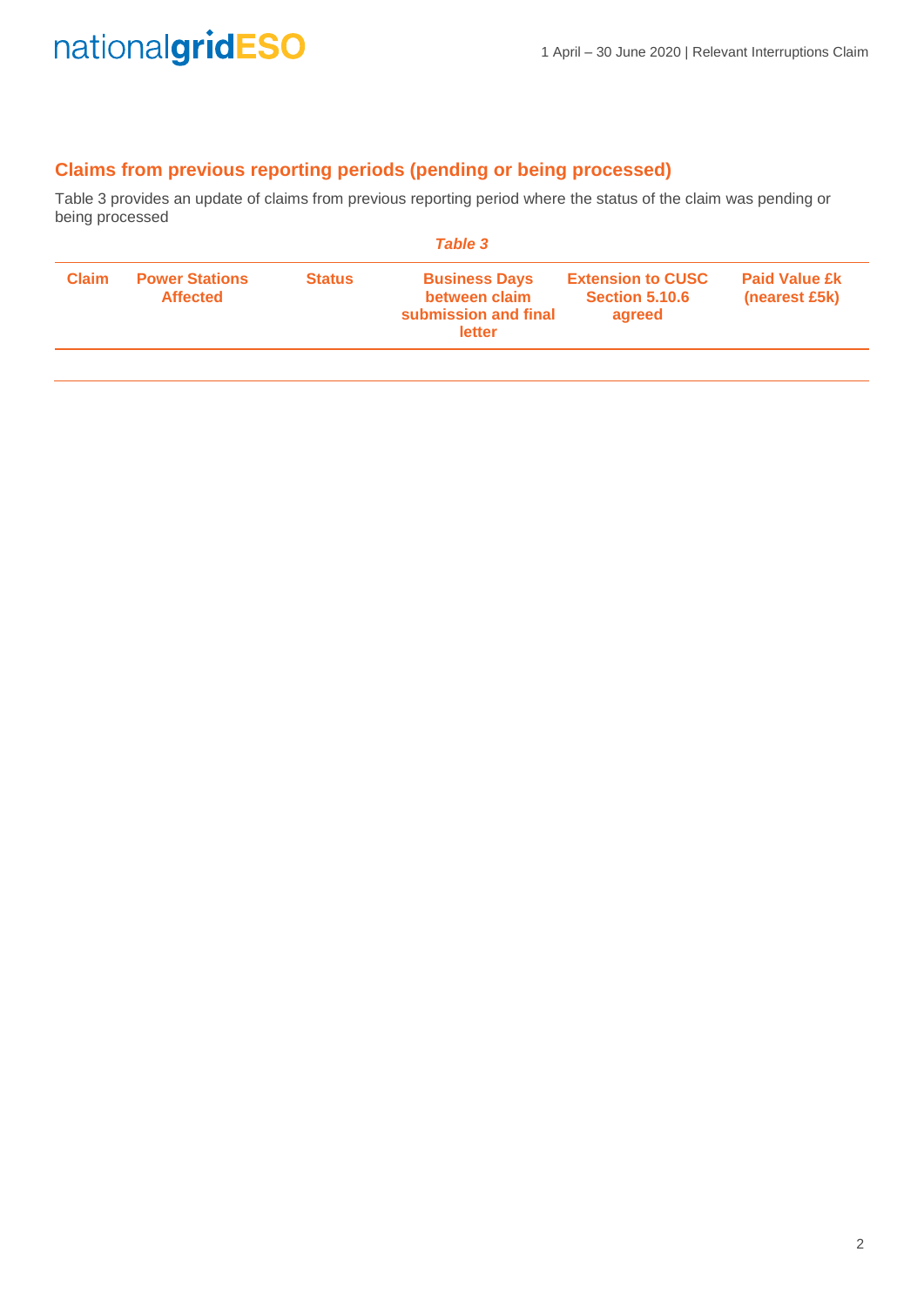## Claims from previous reporting periods (pending or being processed)

Table 3 provides an update of claims from previous reporting period where the status of the claim was pending or being processed

*Table 3*

| Claim | Power Stations Affected | Status | Business Days between claim submission and final letter | Extension to CUSC Section 5.10.6 agreed | Paid Value £k (nearest £5k) |
|---|---|---|---|---|---|
| | | | | | |